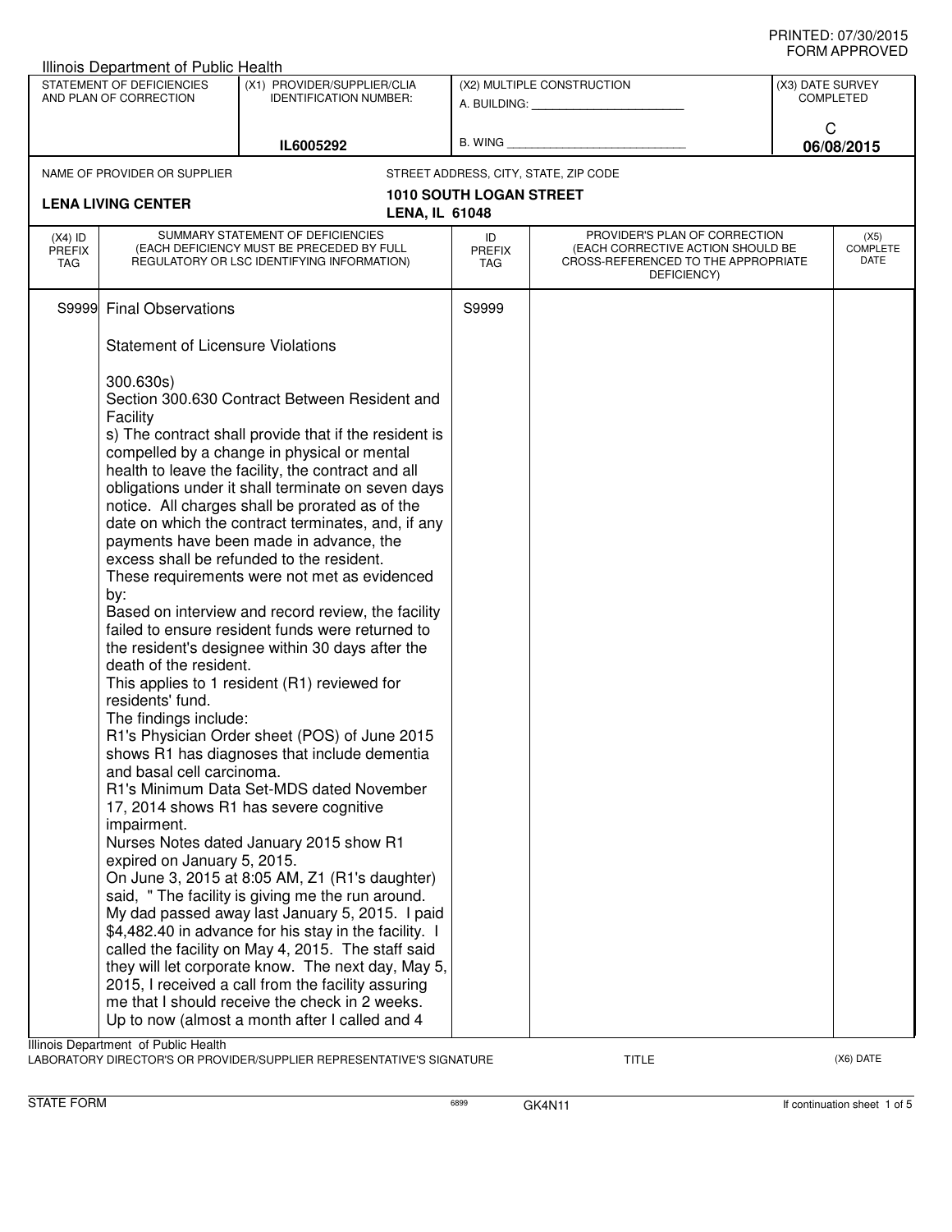PRINTED: 07/30/2015
FORM APPROVED

Illinois Department of Public Health

| STATEMENT OF DEFICIENCIES AND PLAN OF CORRECTION | (X1) PROVIDER/SUPPLIER/CLIA IDENTIFICATION NUMBER: | (X2) MULTIPLE CONSTRUCTION | (X3) DATE SURVEY COMPLETED |
|---|---|---|---|
| | IL6005292 | A. BUILDING: ________ B. WING ________ | C 06/08/2015 |

| NAME OF PROVIDER OR SUPPLIER | STREET ADDRESS, CITY, STATE, ZIP CODE |
|---|---|
| LENA LIVING CENTER | 1010 SOUTH LOGAN STREET LENA, IL 61048 |

| (X4) ID PREFIX TAG | SUMMARY STATEMENT OF DEFICIENCIES (EACH DEFICIENCY MUST BE PRECEDED BY FULL REGULATORY OR LSC IDENTIFYING INFORMATION) | ID PREFIX TAG | PROVIDER'S PLAN OF CORRECTION (EACH CORRECTIVE ACTION SHOULD BE CROSS-REFERENCED TO THE APPROPRIATE DEFICIENCY) | (X5) COMPLETE DATE |
|---|---|---|---|---|
| S9999 | Final Observations | S9999 | | |

Statement of Licensure Violations

300.630s)
Section 300.630 Contract Between Resident and Facility
s) The contract shall provide that if the resident is compelled by a change in physical or mental health to leave the facility, the contract and all obligations under it shall terminate on seven days notice. All charges shall be prorated as of the date on which the contract terminates, and, if any payments have been made in advance, the excess shall be refunded to the resident.
These requirements were not met as evidenced by:
Based on interview and record review, the facility failed to ensure resident funds were returned to the resident's designee within 30 days after the death of the resident.
This applies to 1 resident (R1) reviewed for residents' fund.
The findings include:
R1's Physician Order sheet (POS) of June 2015 shows R1 has diagnoses that include dementia and basal cell carcinoma.
R1's Minimum Data Set-MDS dated November 17, 2014 shows R1 has severe cognitive impairment.
Nurses Notes dated January 2015 show R1 expired on January 5, 2015.
On June 3, 2015 at 8:05 AM, Z1 (R1's daughter) said, " The facility is giving me the run around. My dad passed away last January 5, 2015. I paid $4,482.40 in advance for his stay in the facility. I called the facility on May 4, 2015. The staff said they will let corporate know. The next day, May 5, 2015, I received a call from the facility assuring me that I should receive the check in 2 weeks. Up to now (almost a month after I called and 4

Illinois Department of Public Health
LABORATORY DIRECTOR'S OR PROVIDER/SUPPLIER REPRESENTATIVE'S SIGNATURE TITLE (X6) DATE

STATE FORM 6899 GK4N11 If continuation sheet 1 of 5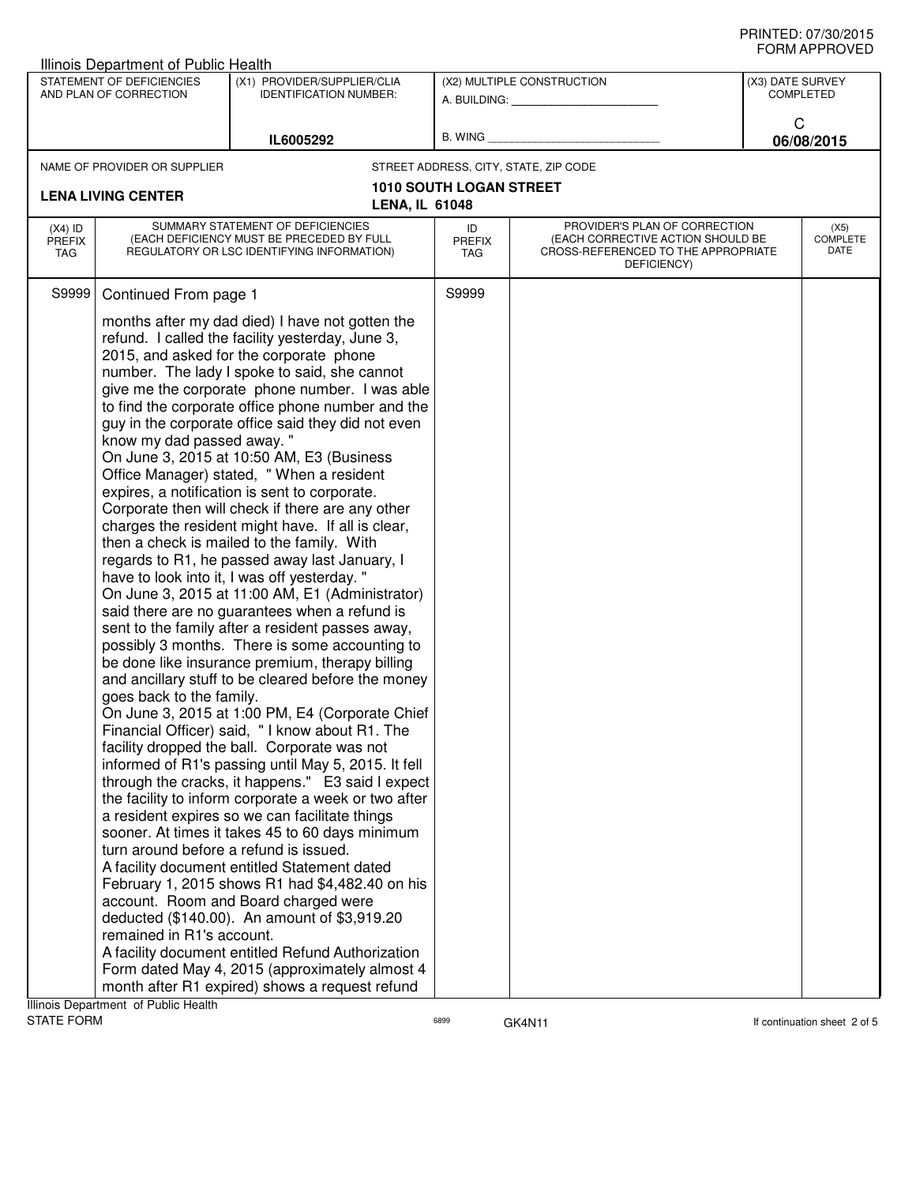Illinois Department of Public Health

| STATEMENT OF DEFICIENCIES AND PLAN OF CORRECTION | (X1) PROVIDER/SUPPLIER/CLIA IDENTIFICATION NUMBER: | (X2) MULTIPLE CONSTRUCTION | (X3) DATE SURVEY COMPLETED |
|---|---|---|---|
| | IL6005292 | A. BUILDING: ______ B. WING ______ | C 06/08/2015 |

NAME OF PROVIDER OR SUPPLIER: **LENA LIVING CENTER**

STREET ADDRESS, CITY, STATE, ZIP CODE: **1010 SOUTH LOGAN STREET, LENA, IL 61048**

| (X4) ID PREFIX TAG | SUMMARY STATEMENT OF DEFICIENCIES (EACH DEFICIENCY MUST BE PRECEDED BY FULL REGULATORY OR LSC IDENTIFYING INFORMATION) | ID PREFIX TAG | PROVIDER'S PLAN OF CORRECTION (EACH CORRECTIVE ACTION SHOULD BE CROSS-REFERENCED TO THE APPROPRIATE DEFICIENCY) | (X5) COMPLETE DATE |
|---|---|---|---|---|
| S9999 | Continued From page 1 | S9999 | | |

months after my dad died) I have not gotten the refund. I called the facility yesterday, June 3, 2015, and asked for the corporate phone number. The lady I spoke to said, she cannot give me the corporate phone number. I was able to find the corporate office phone number and the guy in the corporate office said they did not even know my dad passed away. "

On June 3, 2015 at 10:50 AM, E3 (Business Office Manager) stated, " When a resident expires, a notification is sent to corporate. Corporate then will check if there are any other charges the resident might have. If all is clear, then a check is mailed to the family. With regards to R1, he passed away last January, I have to look into it, I was off yesterday. "

On June 3, 2015 at 11:00 AM, E1 (Administrator) said there are no guarantees when a refund is sent to the family after a resident passes away, possibly 3 months. There is some accounting to be done like insurance premium, therapy billing and ancillary stuff to be cleared before the money goes back to the family.

On June 3, 2015 at 1:00 PM, E4 (Corporate Chief Financial Officer) said, " I know about R1. The facility dropped the ball. Corporate was not informed of R1's passing until May 5, 2015. It fell through the cracks, it happens." E3 said I expect the facility to inform corporate a week or two after a resident expires so we can facilitate things sooner. At times it takes 45 to 60 days minimum turn around before a refund is issued.

A facility document entitled Statement dated February 1, 2015 shows R1 had $4,482.40 on his account. Room and Board charged were deducted ($140.00). An amount of $3,919.20 remained in R1's account.

A facility document entitled Refund Authorization Form dated May 4, 2015 (approximately almost 4 month after R1 expired) shows a request refund

Illinois Department of Public Health
STATE FORM 6899 GK4N11 If continuation sheet 2 of 5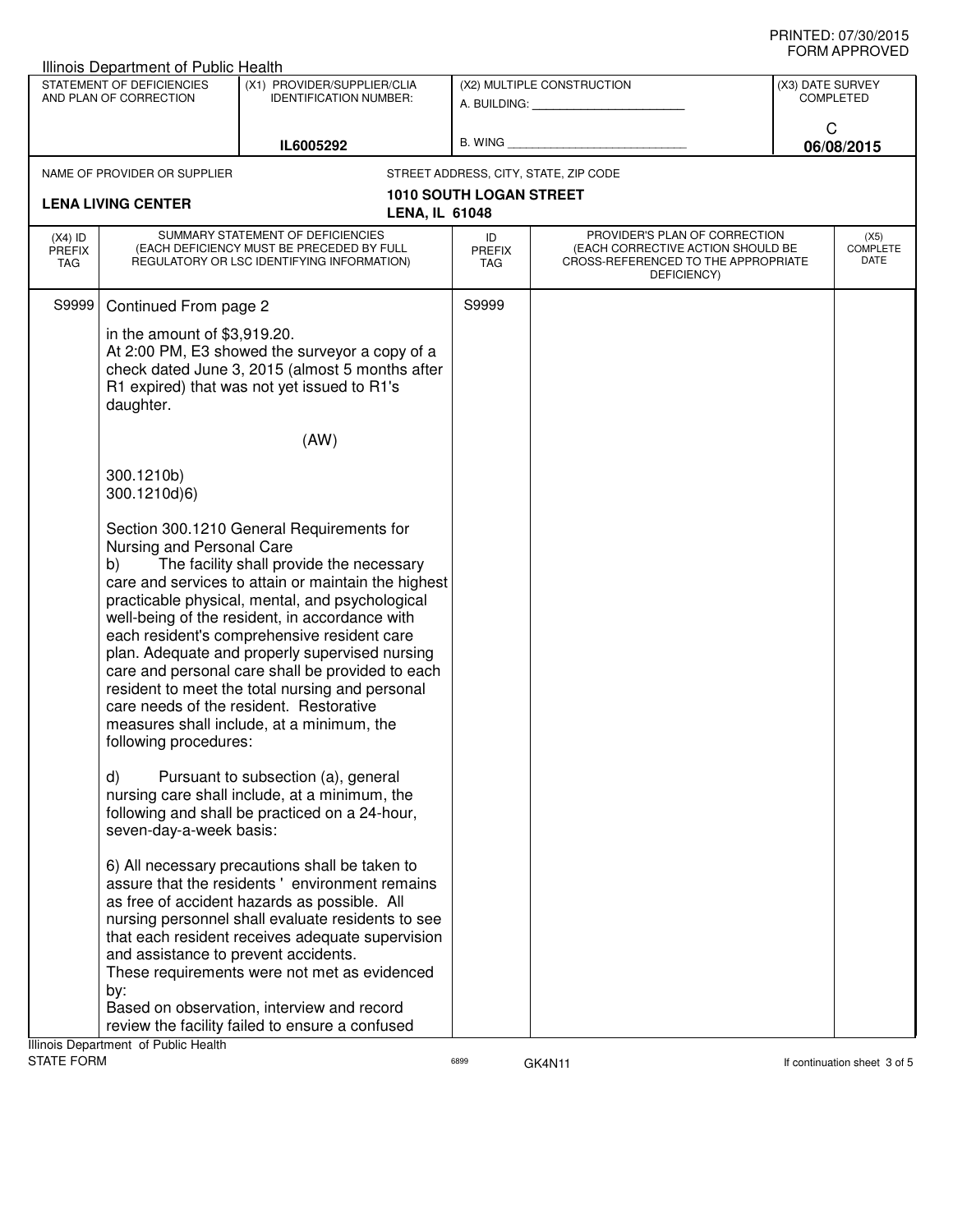Illinois Department of Public Health

| STATEMENT OF DEFICIENCIES AND PLAN OF CORRECTION | (X1) PROVIDER/SUPPLIER/CLIA IDENTIFICATION NUMBER: | (X2) MULTIPLE CONSTRUCTION | (X3) DATE SURVEY COMPLETED |
|---|---|---|---|
| | IL6005292 | A. BUILDING: ______ B. WING ______ | C 06/08/2015 |

NAME OF PROVIDER OR SUPPLIER: **LENA LIVING CENTER**

STREET ADDRESS, CITY, STATE, ZIP CODE: **1010 SOUTH LOGAN STREET, LENA, IL 61048**

| (X4) ID PREFIX TAG | SUMMARY STATEMENT OF DEFICIENCIES (EACH DEFICIENCY MUST BE PRECEDED BY FULL REGULATORY OR LSC IDENTIFYING INFORMATION) | ID PREFIX TAG | PROVIDER'S PLAN OF CORRECTION (EACH CORRECTIVE ACTION SHOULD BE CROSS-REFERENCED TO THE APPROPRIATE DEFICIENCY) | (X5) COMPLETE DATE |
|---|---|---|---|---|
| S9999 | Continued From page 2 | S9999 | | |

in the amount of $3,919.20.
At 2:00 PM, E3 showed the surveyor a copy of a check dated June 3, 2015 (almost 5 months after R1 expired) that was not yet issued to R1's daughter.

(AW)

300.1210b)
300.1210d)6)

Section 300.1210 General Requirements for Nursing and Personal Care

b) The facility shall provide the necessary care and services to attain or maintain the highest practicable physical, mental, and psychological well-being of the resident, in accordance with each resident's comprehensive resident care plan. Adequate and properly supervised nursing care and personal care shall be provided to each resident to meet the total nursing and personal care needs of the resident. Restorative measures shall include, at a minimum, the following procedures:

d) Pursuant to subsection (a), general nursing care shall include, at a minimum, the following and shall be practiced on a 24-hour, seven-day-a-week basis:

6) All necessary precautions shall be taken to assure that the residents ' environment remains as free of accident hazards as possible. All nursing personnel shall evaluate residents to see that each resident receives adequate supervision and assistance to prevent accidents.
These requirements were not met as evidenced by:
Based on observation, interview and record review the facility failed to ensure a confused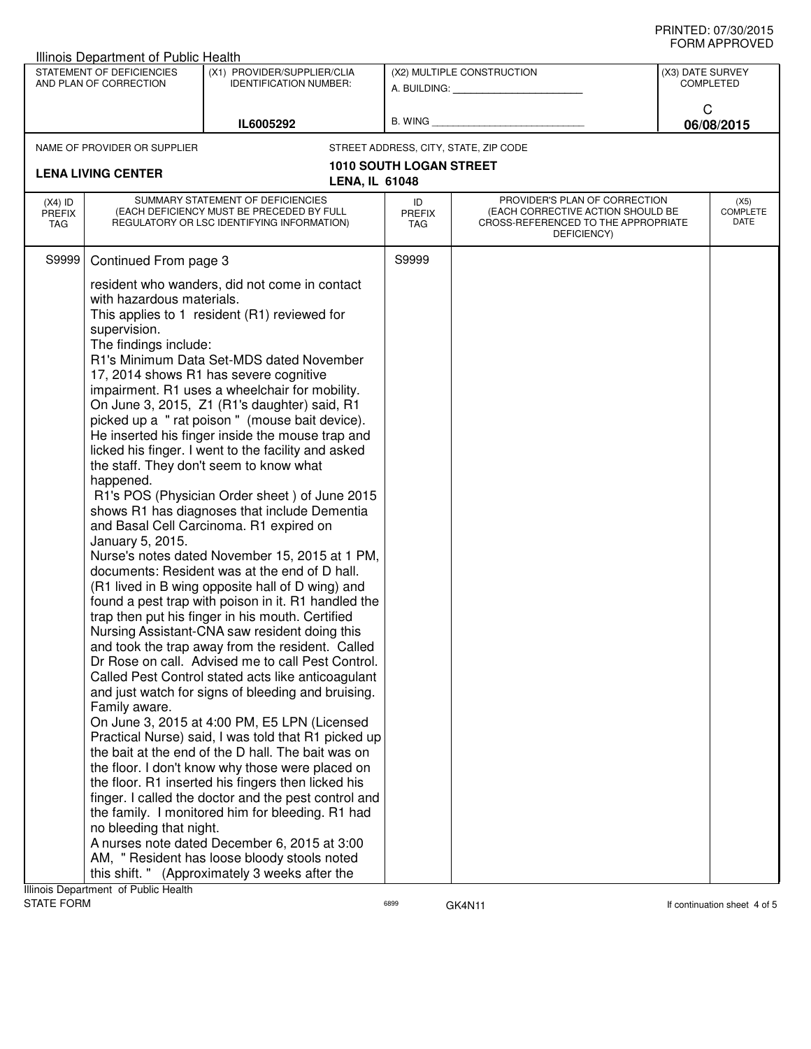PRINTED: 07/30/2015
FORM APPROVED

Illinois Department of Public Health

| STATEMENT OF DEFICIENCIES AND PLAN OF CORRECTION | (X1) PROVIDER/SUPPLIER/CLIA IDENTIFICATION NUMBER: | (X2) MULTIPLE CONSTRUCTION | (X3) DATE SURVEY COMPLETED |
|---|---|---|---|
| | IL6005292 | A. BUILDING: ______ B. WING ______ | C 06/08/2015 |

| NAME OF PROVIDER OR SUPPLIER | STREET ADDRESS, CITY, STATE, ZIP CODE |
|---|---|
| LENA LIVING CENTER | 1010 SOUTH LOGAN STREET LENA, IL 61048 |

| (X4) ID PREFIX TAG | SUMMARY STATEMENT OF DEFICIENCIES (EACH DEFICIENCY MUST BE PRECEDED BY FULL REGULATORY OR LSC IDENTIFYING INFORMATION) | ID PREFIX TAG | PROVIDER'S PLAN OF CORRECTION (EACH CORRECTIVE ACTION SHOULD BE CROSS-REFERENCED TO THE APPROPRIATE DEFICIENCY) | (X5) COMPLETE DATE |
|---|---|---|---|---|
| S9999 | Continued From page 3 | S9999 | | |

resident who wanders, did not come in contact with hazardous materials.
This applies to 1 resident (R1) reviewed for supervision.
The findings include:
R1's Minimum Data Set-MDS dated November 17, 2014 shows R1 has severe cognitive impairment. R1 uses a wheelchair for mobility.
On June 3, 2015, Z1 (R1's daughter) said, R1 picked up a " rat poison " (mouse bait device). He inserted his finger inside the mouse trap and licked his finger. I went to the facility and asked the staff. They don't seem to know what happened.
R1's POS (Physician Order sheet ) of June 2015 shows R1 has diagnoses that include Dementia and Basal Cell Carcinoma. R1 expired on January 5, 2015.
Nurse's notes dated November 15, 2015 at 1 PM, documents: Resident was at the end of D hall. (R1 lived in B wing opposite hall of D wing) and found a pest trap with poison in it. R1 handled the trap then put his finger in his mouth. Certified Nursing Assistant-CNA saw resident doing this and took the trap away from the resident. Called Dr Rose on call. Advised me to call Pest Control. Called Pest Control stated acts like anticoagulant and just watch for signs of bleeding and bruising. Family aware.
On June 3, 2015 at 4:00 PM, E5 LPN (Licensed Practical Nurse) said, I was told that R1 picked up the bait at the end of the D hall. The bait was on the floor. I don't know why those were placed on the floor. R1 inserted his fingers then licked his finger. I called the doctor and the pest control and the family. I monitored him for bleeding. R1 had no bleeding that night.
A nurses note dated December 6, 2015 at 3:00 AM, " Resident has loose bloody stools noted this shift. " (Approximately 3 weeks after the

Illinois Department of Public Health
STATE FORM 6899 GK4N11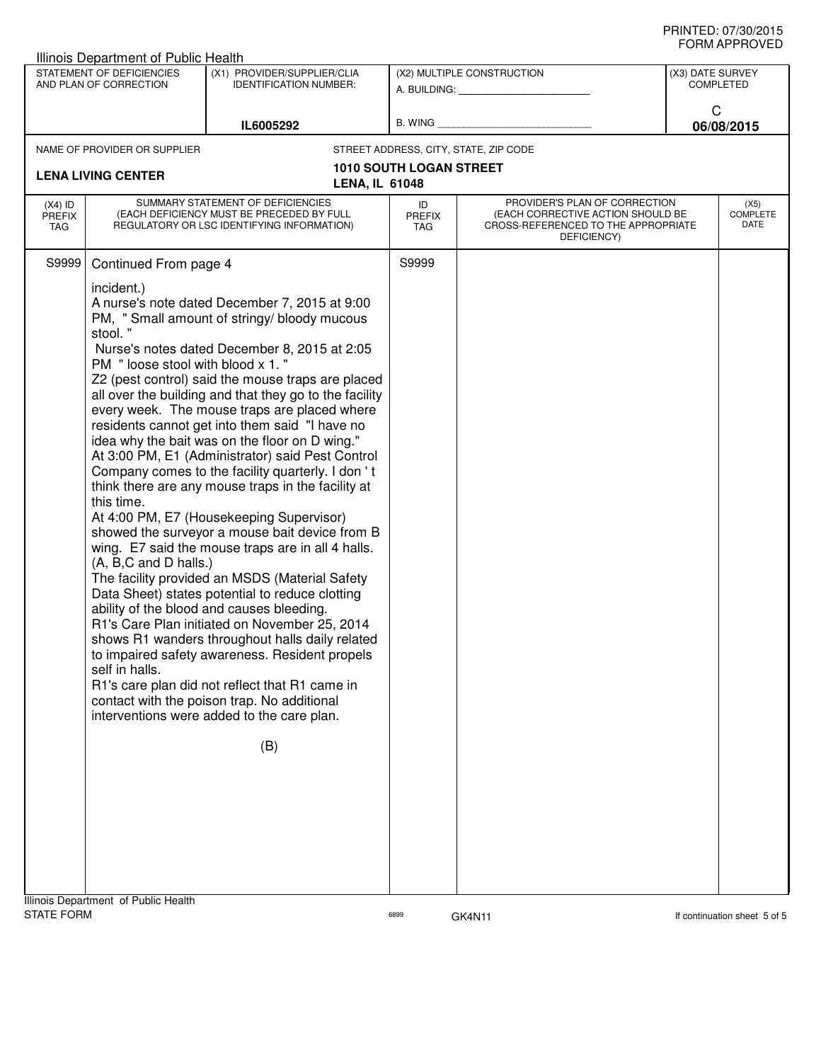PRINTED: 07/30/2015
FORM APPROVED

Illinois Department of Public Health

| STATEMENT OF DEFICIENCIES AND PLAN OF CORRECTION | (X1) PROVIDER/SUPPLIER/CLIA IDENTIFICATION NUMBER: | (X2) MULTIPLE CONSTRUCTION | (X3) DATE SURVEY COMPLETED |
|---|---|---|---|
| | IL6005292 | A. BUILDING: ______ B. WING ______ | C 06/08/2015 |

NAME OF PROVIDER OR SUPPLIER: **LENA LIVING CENTER**

STREET ADDRESS, CITY, STATE, ZIP CODE: **1010 SOUTH LOGAN STREET, LENA, IL 61048**

| (X4) ID PREFIX TAG | SUMMARY STATEMENT OF DEFICIENCIES (EACH DEFICIENCY MUST BE PRECEDED BY FULL REGULATORY OR LSC IDENTIFYING INFORMATION) | ID PREFIX TAG | PROVIDER'S PLAN OF CORRECTION (EACH CORRECTIVE ACTION SHOULD BE CROSS-REFERENCED TO THE APPROPRIATE DEFICIENCY) | (X5) COMPLETE DATE |
|---|---|---|---|---|
| S9999 | Continued From page 4<br><br>incident.)<br>A nurse's note dated December 7, 2015 at 9:00 PM, " Small amount of stringy/ bloody mucous stool. "<br>Nurse's notes dated December 8, 2015 at 2:05 PM " loose stool with blood x 1. "<br>Z2 (pest control) said the mouse traps are placed all over the building and that they go to the facility every week. The mouse traps are placed where residents cannot get into them said "I have no idea why the bait was on the floor on D wing."<br>At 3:00 PM, E1 (Administrator) said Pest Control Company comes to the facility quarterly. I don ' t think there are any mouse traps in the facility at this time.<br>At 4:00 PM, E7 (Housekeeping Supervisor) showed the surveyor a mouse bait device from B wing. E7 said the mouse traps are in all 4 halls. (A, B,C and D halls.)<br>The facility provided an MSDS (Material Safety Data Sheet) states potential to reduce clotting ability of the blood and causes bleeding.<br>R1's Care Plan initiated on November 25, 2014 shows R1 wanders throughout halls daily related to impaired safety awareness. Resident propels self in halls.<br>R1's care plan did not reflect that R1 came in contact with the poison trap. No additional interventions were added to the care plan.<br><br>(B) | S9999 | | |

Illinois Department of Public Health
STATE FORM 6899 GK4N11